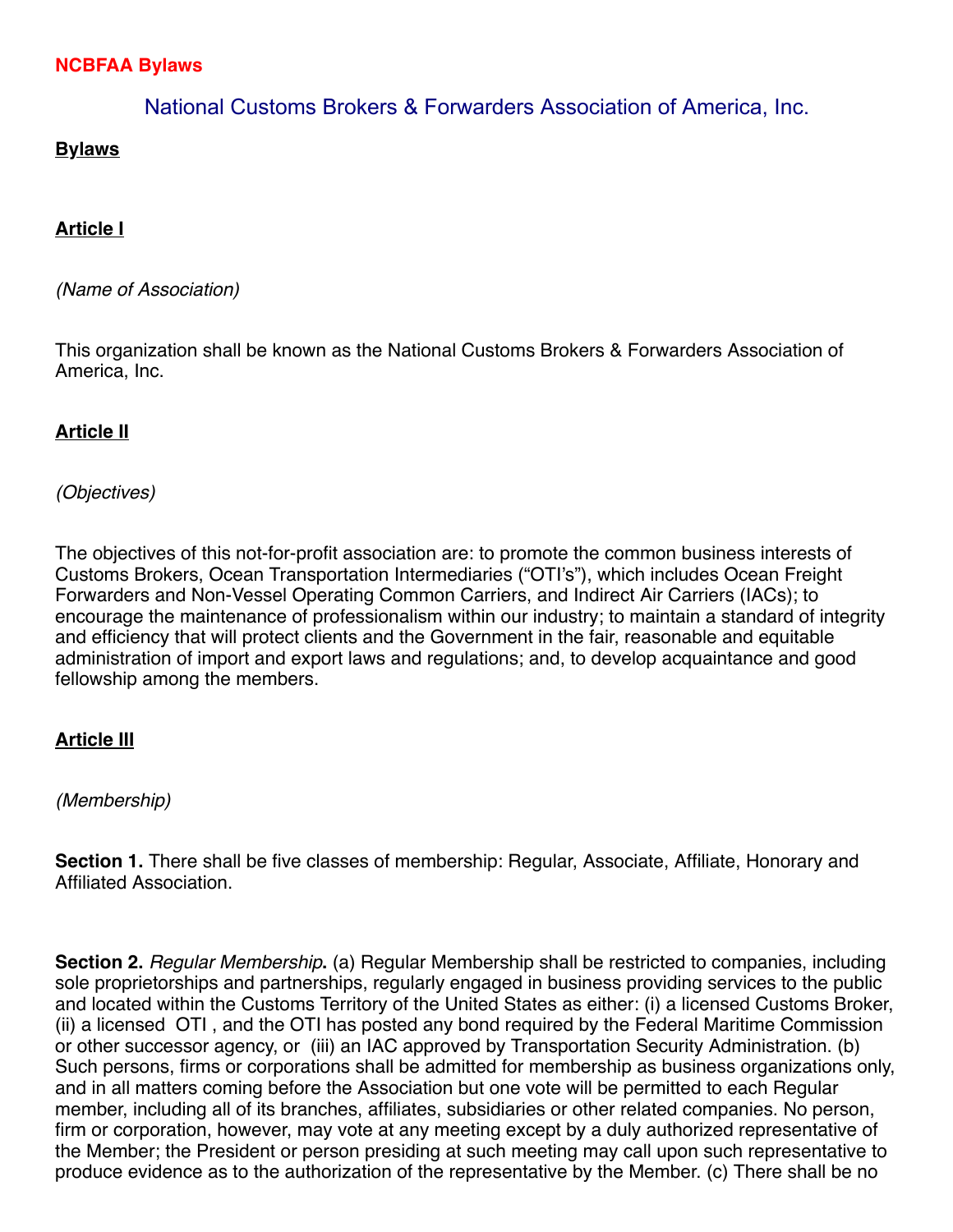**NCBFAA Bylaws**

# National Customs Brokers & Forwarders Association of America, Inc.

## Bylaws

### Article I

*(Name of Association)*

This organization shall be known as the National Customs Brokers & Forwarders Association of America, Inc.

### Article II

*(Objectives)*

The objectives of this not-for-profit association are: to promote the common business interests of Customs Brokers, Ocean Transportation Intermediaries ("OTI's"), which includes Ocean Freight Forwarders and Non-Vessel Operating Common Carriers, and Indirect Air Carriers (IACs); to encourage the maintenance of professionalism within our industry; to maintain a standard of integrity and efficiency that will protect clients and the Government in the fair, reasonable and equitable administration of import and export laws and regulations; and, to develop acquaintance and good fellowship among the members.

### Article III

*(Membership)*

**Section 1.** There shall be five classes of membership: Regular, Associate, Affiliate, Honorary and Affiliated Association.

**Section 2.** *Regular Membership***.** (a) Regular Membership shall be restricted to companies, including sole proprietorships and partnerships, regularly engaged in business providing services to the public and located within the Customs Territory of the United States as either: (i) a licensed Customs Broker, (ii) a licensed OTI , and the OTI has posted any bond required by the Federal Maritime Commission or other successor agency, or (iii) an IAC approved by Transportation Security Administration. (b) Such persons, firms or corporations shall be admitted for membership as business organizations only, and in all matters coming before the Association but one vote will be permitted to each Regular member, including all of its branches, affiliates, subsidiaries or other related companies. No person, firm or corporation, however, may vote at any meeting except by a duly authorized representative of the Member; the President or person presiding at such meeting may call upon such representative to produce evidence as to the authorization of the representative by the Member. (c) There shall be no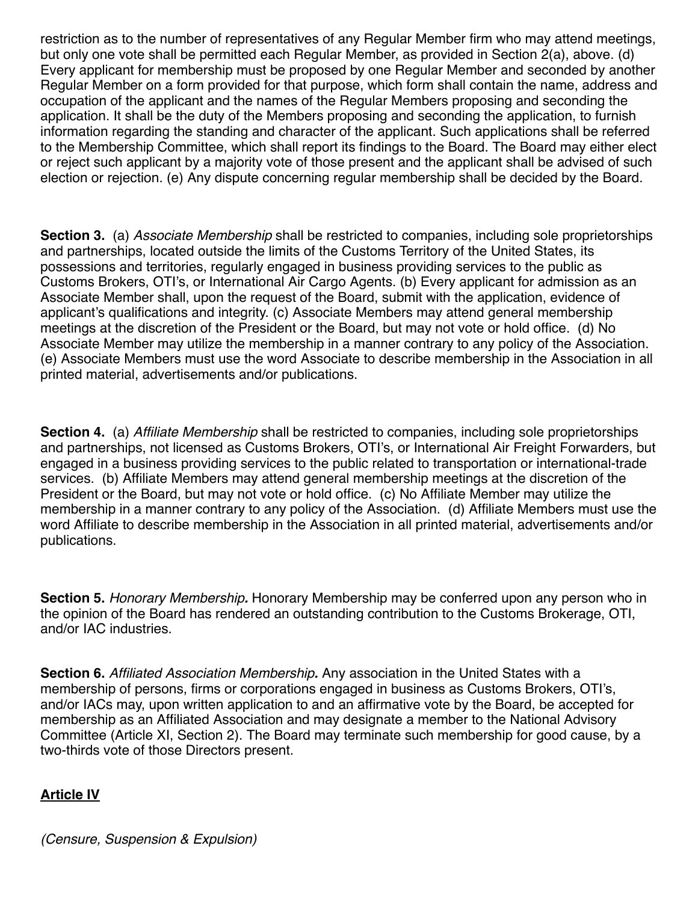restriction as to the number of representatives of any Regular Member firm who may attend meetings, but only one vote shall be permitted each Regular Member, as provided in Section 2(a), above. (d) Every applicant for membership must be proposed by one Regular Member and seconded by another Regular Member on a form provided for that purpose, which form shall contain the name, address and occupation of the applicant and the names of the Regular Members proposing and seconding the application. It shall be the duty of the Members proposing and seconding the application, to furnish information regarding the standing and character of the applicant. Such applications shall be referred to the Membership Committee, which shall report its findings to the Board. The Board may either elect or reject such applicant by a majority vote of those present and the applicant shall be advised of such election or rejection. (e) Any dispute concerning regular membership shall be decided by the Board.

**Section 3.** (a) *Associate Membership* shall be restricted to companies, including sole proprietorships and partnerships, located outside the limits of the Customs Territory of the United States, its possessions and territories, regularly engaged in business providing services to the public as Customs Brokers, OTI's, or International Air Cargo Agents. (b) Every applicant for admission as an Associate Member shall, upon the request of the Board, submit with the application, evidence of applicant's qualifications and integrity. (c) Associate Members may attend general membership meetings at the discretion of the President or the Board, but may not vote or hold office. (d) No Associate Member may utilize the membership in a manner contrary to any policy of the Association. (e) Associate Members must use the word Associate to describe membership in the Association in all printed material, advertisements and/or publications.

**Section 4.** (a) *Affiliate Membership* shall be restricted to companies, including sole proprietorships and partnerships, not licensed as Customs Brokers, OTI's, or International Air Freight Forwarders, but engaged in a business providing services to the public related to transportation or international-trade services. (b) Affiliate Members may attend general membership meetings at the discretion of the President or the Board, but may not vote or hold office. (c) No Affiliate Member may utilize the membership in a manner contrary to any policy of the Association. (d) Affiliate Members must use the word Affiliate to describe membership in the Association in all printed material, advertisements and/or publications.

**Section 5.** ***Honorary Membership.*** Honorary Membership may be conferred upon any person who in the opinion of the Board has rendered an outstanding contribution to the Customs Brokerage, OTI, and/or IAC industries.

**Section 6.** ***Affiliated Association Membership.*** Any association in the United States with a membership of persons, firms or corporations engaged in business as Customs Brokers, OTI's, and/or IACs may, upon written application to and an affirmative vote by the Board, be accepted for membership as an Affiliated Association and may designate a member to the National Advisory Committee (Article XI, Section 2). The Board may terminate such membership for good cause, by a two-thirds vote of those Directors present.

## Article IV

*(Censure, Suspension & Expulsion)*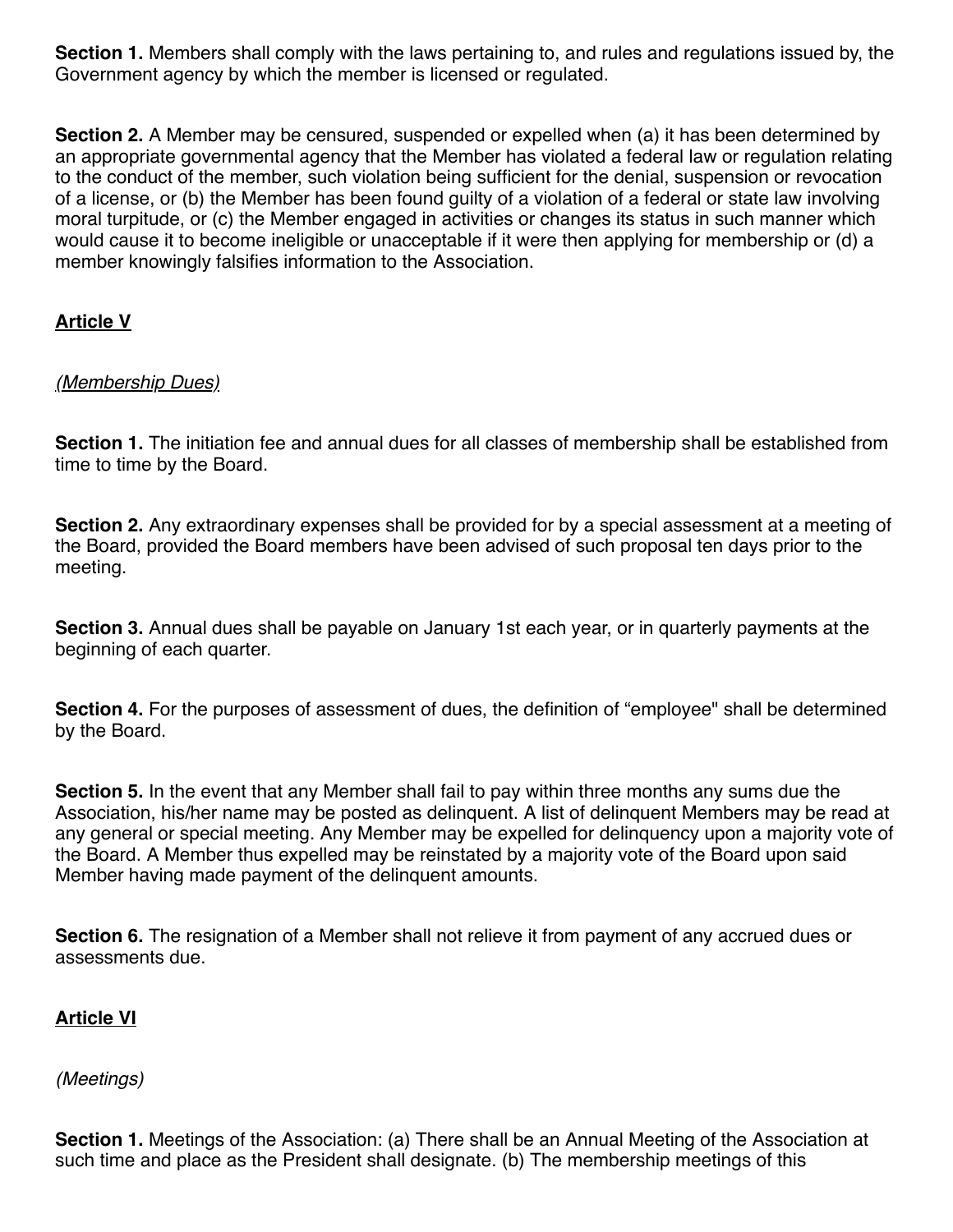**Section 1.** Members shall comply with the laws pertaining to, and rules and regulations issued by, the Government agency by which the member is licensed or regulated.

**Section 2.** A Member may be censured, suspended or expelled when (a) it has been determined by an appropriate governmental agency that the Member has violated a federal law or regulation relating to the conduct of the member, such violation being sufficient for the denial, suspension or revocation of a license, or (b) the Member has been found guilty of a violation of a federal or state law involving moral turpitude, or (c) the Member engaged in activities or changes its status in such manner which would cause it to become ineligible or unacceptable if it were then applying for membership or (d) a member knowingly falsifies information to the Association.

## Article V

*(Membership Dues)*

**Section 1.** The initiation fee and annual dues for all classes of membership shall be established from time to time by the Board.

**Section 2.** Any extraordinary expenses shall be provided for by a special assessment at a meeting of the Board, provided the Board members have been advised of such proposal ten days prior to the meeting.

**Section 3.** Annual dues shall be payable on January 1st each year, or in quarterly payments at the beginning of each quarter.

**Section 4.** For the purposes of assessment of dues, the definition of “employee" shall be determined by the Board.

**Section 5.** In the event that any Member shall fail to pay within three months any sums due the Association, his/her name may be posted as delinquent. A list of delinquent Members may be read at any general or special meeting. Any Member may be expelled for delinquency upon a majority vote of the Board. A Member thus expelled may be reinstated by a majority vote of the Board upon said Member having made payment of the delinquent amounts.

**Section 6.** The resignation of a Member shall not relieve it from payment of any accrued dues or assessments due.

## Article VI

*(Meetings)*

**Section 1.** Meetings of the Association: (a) There shall be an Annual Meeting of the Association at such time and place as the President shall designate. (b) The membership meetings of this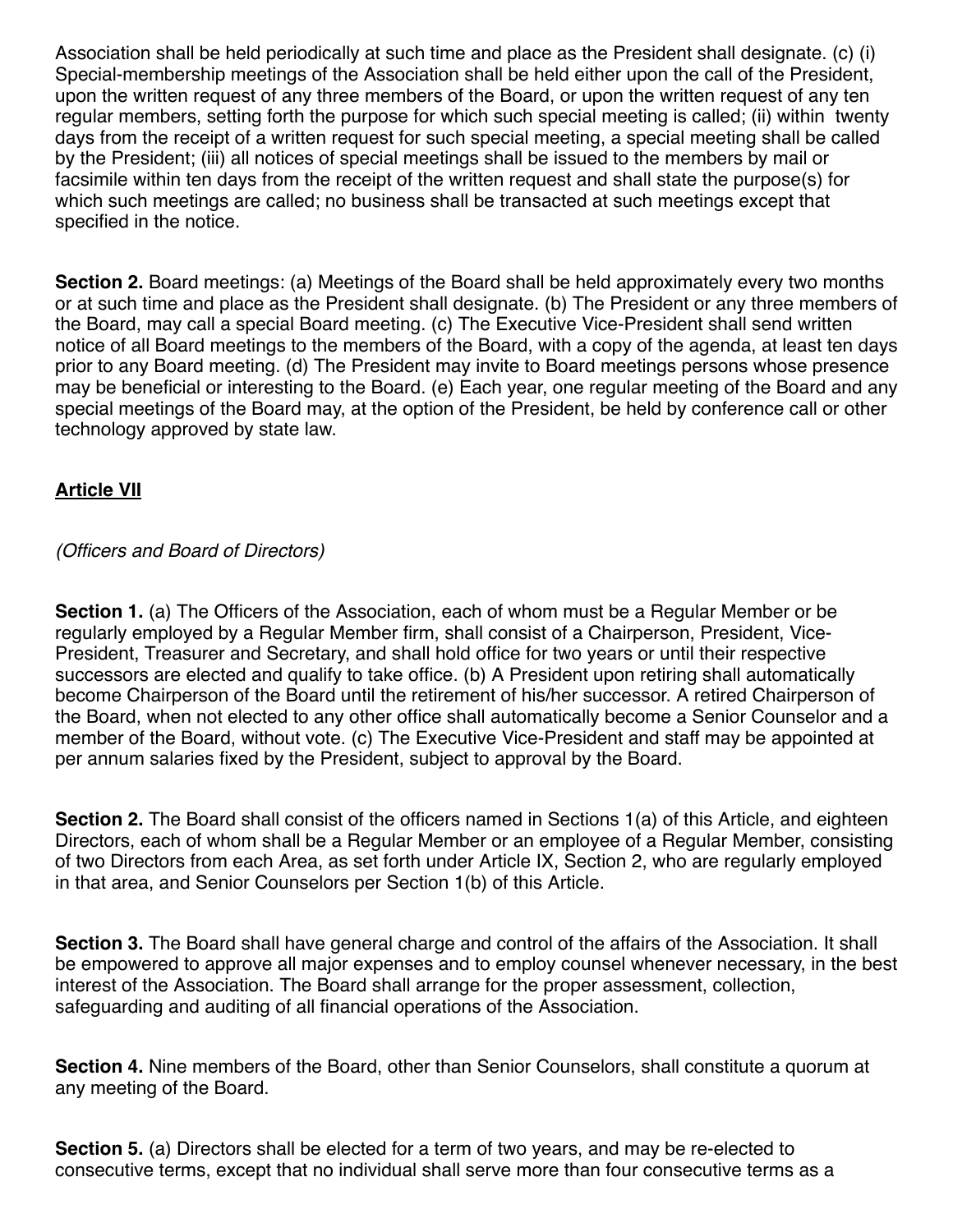Association shall be held periodically at such time and place as the President shall designate. (c) (i) Special-membership meetings of the Association shall be held either upon the call of the President, upon the written request of any three members of the Board, or upon the written request of any ten regular members, setting forth the purpose for which such special meeting is called; (ii) within twenty days from the receipt of a written request for such special meeting, a special meeting shall be called by the President; (iii) all notices of special meetings shall be issued to the members by mail or facsimile within ten days from the receipt of the written request and shall state the purpose(s) for which such meetings are called; no business shall be transacted at such meetings except that specified in the notice.

**Section 2.** Board meetings: (a) Meetings of the Board shall be held approximately every two months or at such time and place as the President shall designate. (b) The President or any three members of the Board, may call a special Board meeting. (c) The Executive Vice-President shall send written notice of all Board meetings to the members of the Board, with a copy of the agenda, at least ten days prior to any Board meeting. (d) The President may invite to Board meetings persons whose presence may be beneficial or interesting to the Board. (e) Each year, one regular meeting of the Board and any special meetings of the Board may, at the option of the President, be held by conference call or other technology approved by state law.

## Article VII

*(Officers and Board of Directors)*

**Section 1.** (a) The Officers of the Association, each of whom must be a Regular Member or be regularly employed by a Regular Member firm, shall consist of a Chairperson, President, Vice-President, Treasurer and Secretary, and shall hold office for two years or until their respective successors are elected and qualify to take office. (b) A President upon retiring shall automatically become Chairperson of the Board until the retirement of his/her successor. A retired Chairperson of the Board, when not elected to any other office shall automatically become a Senior Counselor and a member of the Board, without vote. (c) The Executive Vice-President and staff may be appointed at per annum salaries fixed by the President, subject to approval by the Board.

**Section 2.** The Board shall consist of the officers named in Sections 1(a) of this Article, and eighteen Directors, each of whom shall be a Regular Member or an employee of a Regular Member, consisting of two Directors from each Area, as set forth under Article IX, Section 2, who are regularly employed in that area, and Senior Counselors per Section 1(b) of this Article.

**Section 3.** The Board shall have general charge and control of the affairs of the Association. It shall be empowered to approve all major expenses and to employ counsel whenever necessary, in the best interest of the Association. The Board shall arrange for the proper assessment, collection, safeguarding and auditing of all financial operations of the Association.

**Section 4.** Nine members of the Board, other than Senior Counselors, shall constitute a quorum at any meeting of the Board.

**Section 5.** (a) Directors shall be elected for a term of two years, and may be re-elected to consecutive terms, except that no individual shall serve more than four consecutive terms as a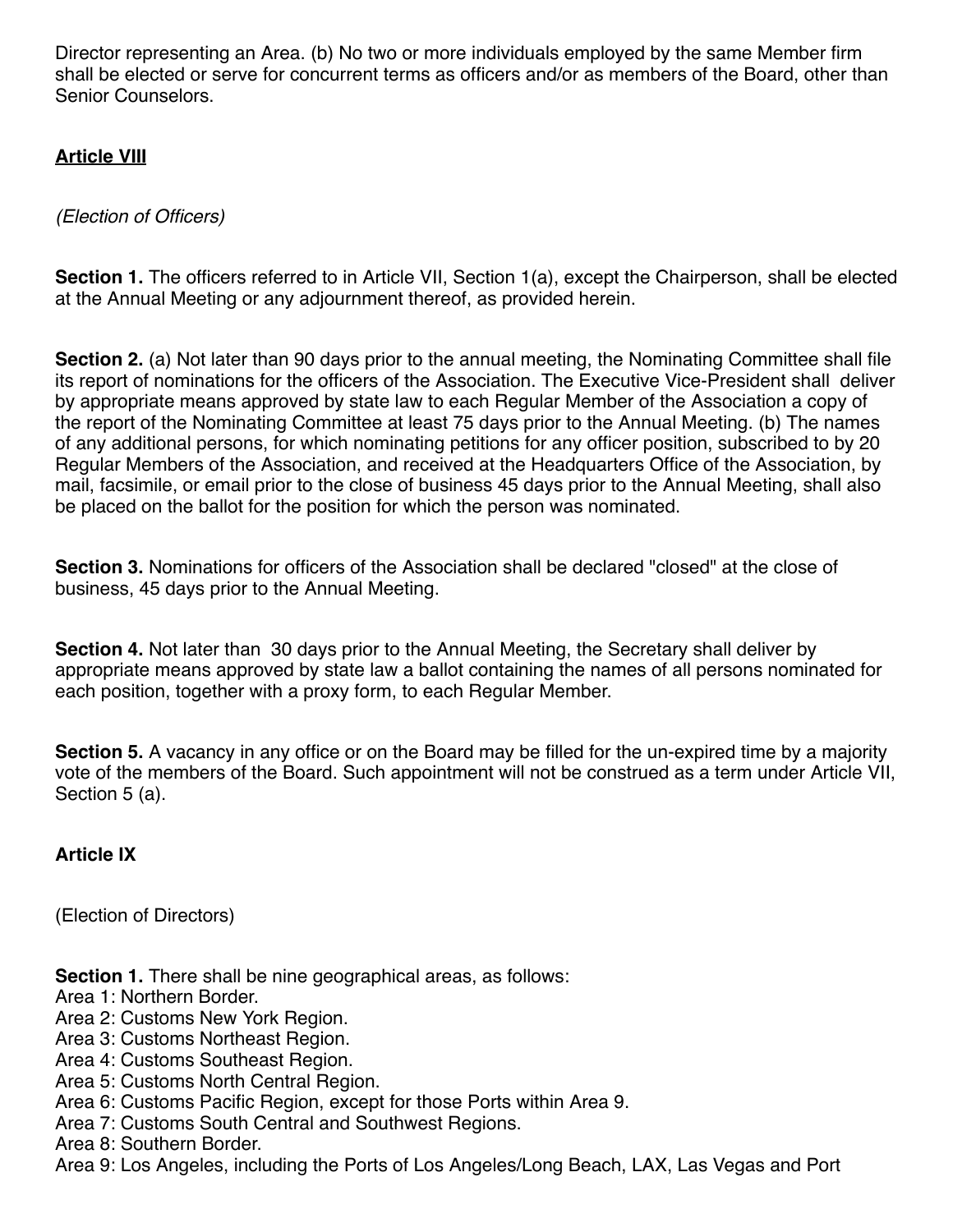Director representing an Area. (b) No two or more individuals employed by the same Member firm shall be elected or serve for concurrent terms as officers and/or as members of the Board, other than Senior Counselors.

**Article VIII**

*(Election of Officers)*

**Section 1.** The officers referred to in Article VII, Section 1(a), except the Chairperson, shall be elected at the Annual Meeting or any adjournment thereof, as provided herein.

**Section 2.** (a) Not later than 90 days prior to the annual meeting, the Nominating Committee shall file its report of nominations for the officers of the Association. The Executive Vice-President shall deliver by appropriate means approved by state law to each Regular Member of the Association a copy of the report of the Nominating Committee at least 75 days prior to the Annual Meeting. (b) The names of any additional persons, for which nominating petitions for any officer position, subscribed to by 20 Regular Members of the Association, and received at the Headquarters Office of the Association, by mail, facsimile, or email prior to the close of business 45 days prior to the Annual Meeting, shall also be placed on the ballot for the position for which the person was nominated.

**Section 3.** Nominations for officers of the Association shall be declared "closed" at the close of business, 45 days prior to the Annual Meeting.

**Section 4.** Not later than 30 days prior to the Annual Meeting, the Secretary shall deliver by appropriate means approved by state law a ballot containing the names of all persons nominated for each position, together with a proxy form, to each Regular Member.

**Section 5.** A vacancy in any office or on the Board may be filled for the un-expired time by a majority vote of the members of the Board. Such appointment will not be construed as a term under Article VII, Section 5 (a).

**Article IX**

(Election of Directors)

**Section 1.** There shall be nine geographical areas, as follows:
Area 1: Northern Border.
Area 2: Customs New York Region.
Area 3: Customs Northeast Region.
Area 4: Customs Southeast Region.
Area 5: Customs North Central Region.
Area 6: Customs Pacific Region, except for those Ports within Area 9.
Area 7: Customs South Central and Southwest Regions.
Area 8: Southern Border.
Area 9: Los Angeles, including the Ports of Los Angeles/Long Beach, LAX, Las Vegas and Port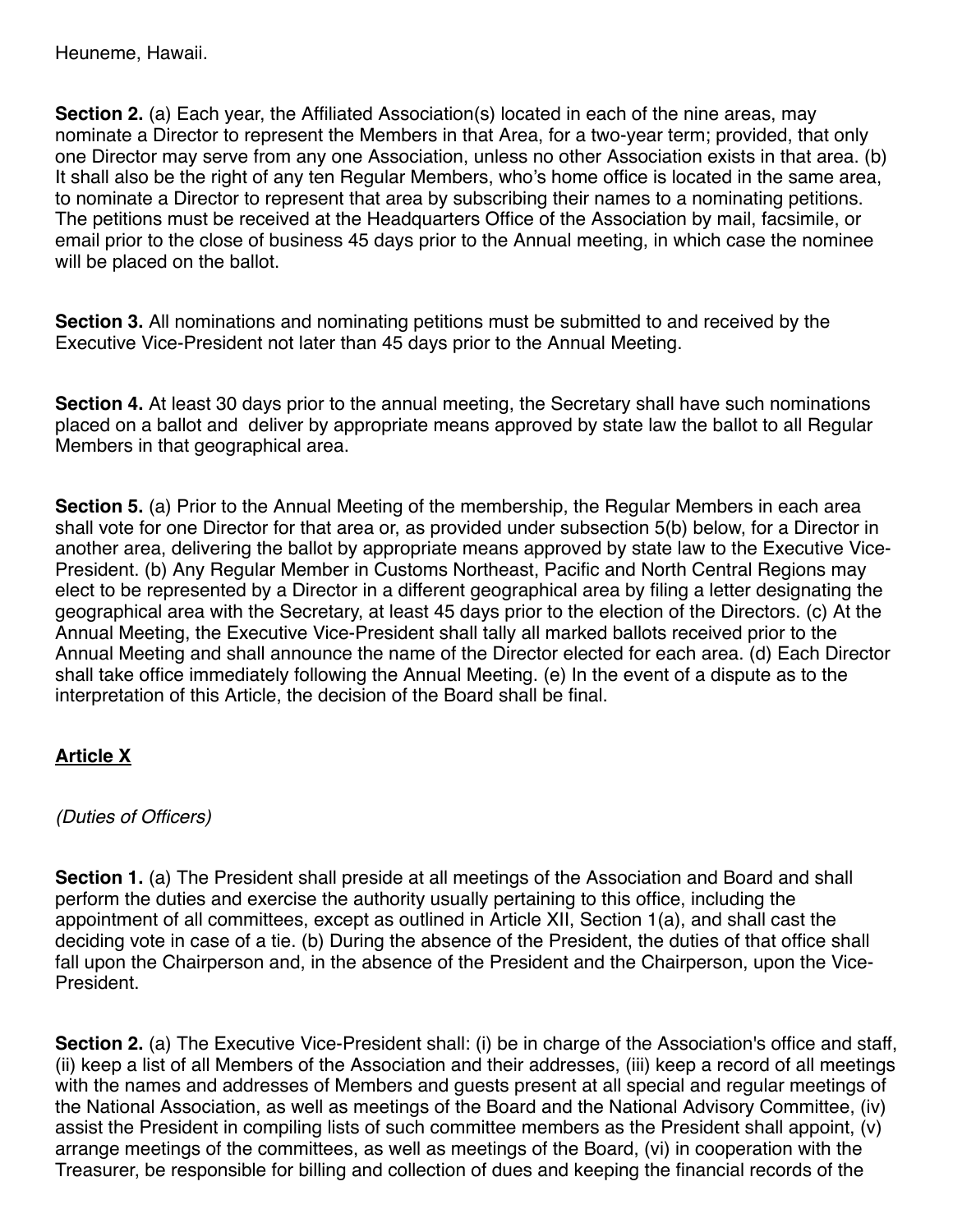Heuneme, Hawaii.

**Section 2.** (a) Each year, the Affiliated Association(s) located in each of the nine areas, may nominate a Director to represent the Members in that Area, for a two-year term; provided, that only one Director may serve from any one Association, unless no other Association exists in that area. (b) It shall also be the right of any ten Regular Members, who's home office is located in the same area, to nominate a Director to represent that area by subscribing their names to a nominating petitions. The petitions must be received at the Headquarters Office of the Association by mail, facsimile, or email prior to the close of business 45 days prior to the Annual meeting, in which case the nominee will be placed on the ballot.

**Section 3.** All nominations and nominating petitions must be submitted to and received by the Executive Vice-President not later than 45 days prior to the Annual Meeting.

**Section 4.** At least 30 days prior to the annual meeting, the Secretary shall have such nominations placed on a ballot and deliver by appropriate means approved by state law the ballot to all Regular Members in that geographical area.

**Section 5.** (a) Prior to the Annual Meeting of the membership, the Regular Members in each area shall vote for one Director for that area or, as provided under subsection 5(b) below, for a Director in another area, delivering the ballot by appropriate means approved by state law to the Executive Vice-President. (b) Any Regular Member in Customs Northeast, Pacific and North Central Regions may elect to be represented by a Director in a different geographical area by filing a letter designating the geographical area with the Secretary, at least 45 days prior to the election of the Directors. (c) At the Annual Meeting, the Executive Vice-President shall tally all marked ballots received prior to the Annual Meeting and shall announce the name of the Director elected for each area. (d) Each Director shall take office immediately following the Annual Meeting. (e) In the event of a dispute as to the interpretation of this Article, the decision of the Board shall be final.

## Article X

*(Duties of Officers)*

**Section 1.** (a) The President shall preside at all meetings of the Association and Board and shall perform the duties and exercise the authority usually pertaining to this office, including the appointment of all committees, except as outlined in Article XII, Section 1(a), and shall cast the deciding vote in case of a tie. (b) During the absence of the President, the duties of that office shall fall upon the Chairperson and, in the absence of the President and the Chairperson, upon the Vice-President.

**Section 2.** (a) The Executive Vice-President shall: (i) be in charge of the Association's office and staff, (ii) keep a list of all Members of the Association and their addresses, (iii) keep a record of all meetings with the names and addresses of Members and guests present at all special and regular meetings of the National Association, as well as meetings of the Board and the National Advisory Committee, (iv) assist the President in compiling lists of such committee members as the President shall appoint, (v) arrange meetings of the committees, as well as meetings of the Board, (vi) in cooperation with the Treasurer, be responsible for billing and collection of dues and keeping the financial records of the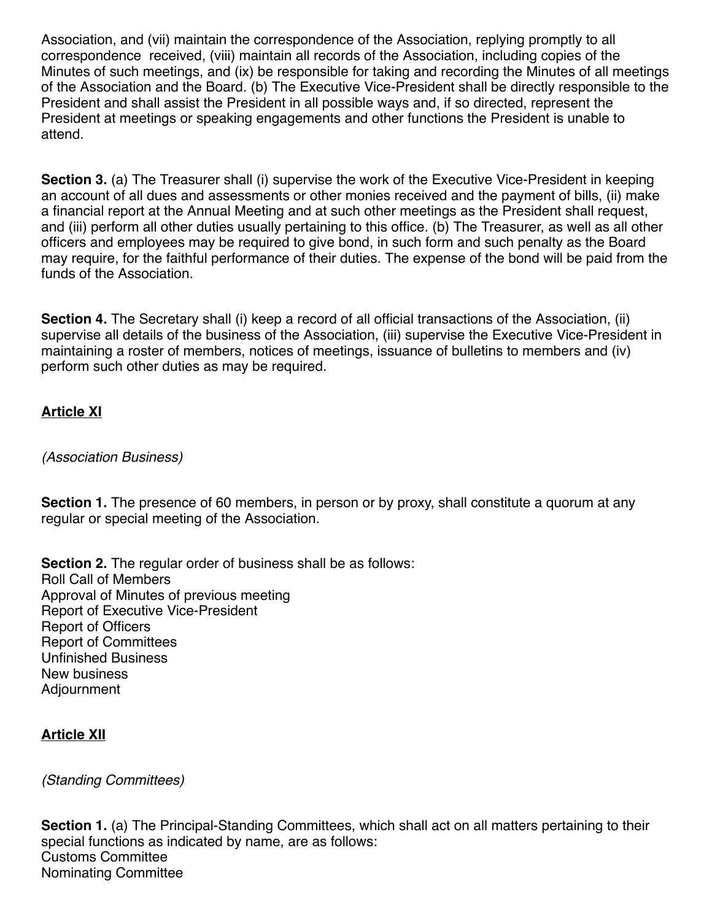Association, and (vii) maintain the correspondence of the Association, replying promptly to all correspondence received, (viii) maintain all records of the Association, including copies of the Minutes of such meetings, and (ix) be responsible for taking and recording the Minutes of all meetings of the Association and the Board. (b) The Executive Vice-President shall be directly responsible to the President and shall assist the President in all possible ways and, if so directed, represent the President at meetings or speaking engagements and other functions the President is unable to attend.

**Section 3.** (a) The Treasurer shall (i) supervise the work of the Executive Vice-President in keeping an account of all dues and assessments or other monies received and the payment of bills, (ii) make a financial report at the Annual Meeting and at such other meetings as the President shall request, and (iii) perform all other duties usually pertaining to this office. (b) The Treasurer, as well as all other officers and employees may be required to give bond, in such form and such penalty as the Board may require, for the faithful performance of their duties. The expense of the bond will be paid from the funds of the Association.

**Section 4.** The Secretary shall (i) keep a record of all official transactions of the Association, (ii) supervise all details of the business of the Association, (iii) supervise the Executive Vice-President in maintaining a roster of members, notices of meetings, issuance of bulletins to members and (iv) perform such other duties as may be required.

## Article XI

*(Association Business)*

**Section 1.** The presence of 60 members, in person or by proxy, shall constitute a quorum at any regular or special meeting of the Association.

**Section 2.** The regular order of business shall be as follows:
Roll Call of Members
Approval of Minutes of previous meeting
Report of Executive Vice-President
Report of Officers
Report of Committees
Unfinished Business
New business
Adjournment

## Article XII

*(Standing Committees)*

**Section 1.** (a) The Principal-Standing Committees, which shall act on all matters pertaining to their special functions as indicated by name, are as follows:
Customs Committee
Nominating Committee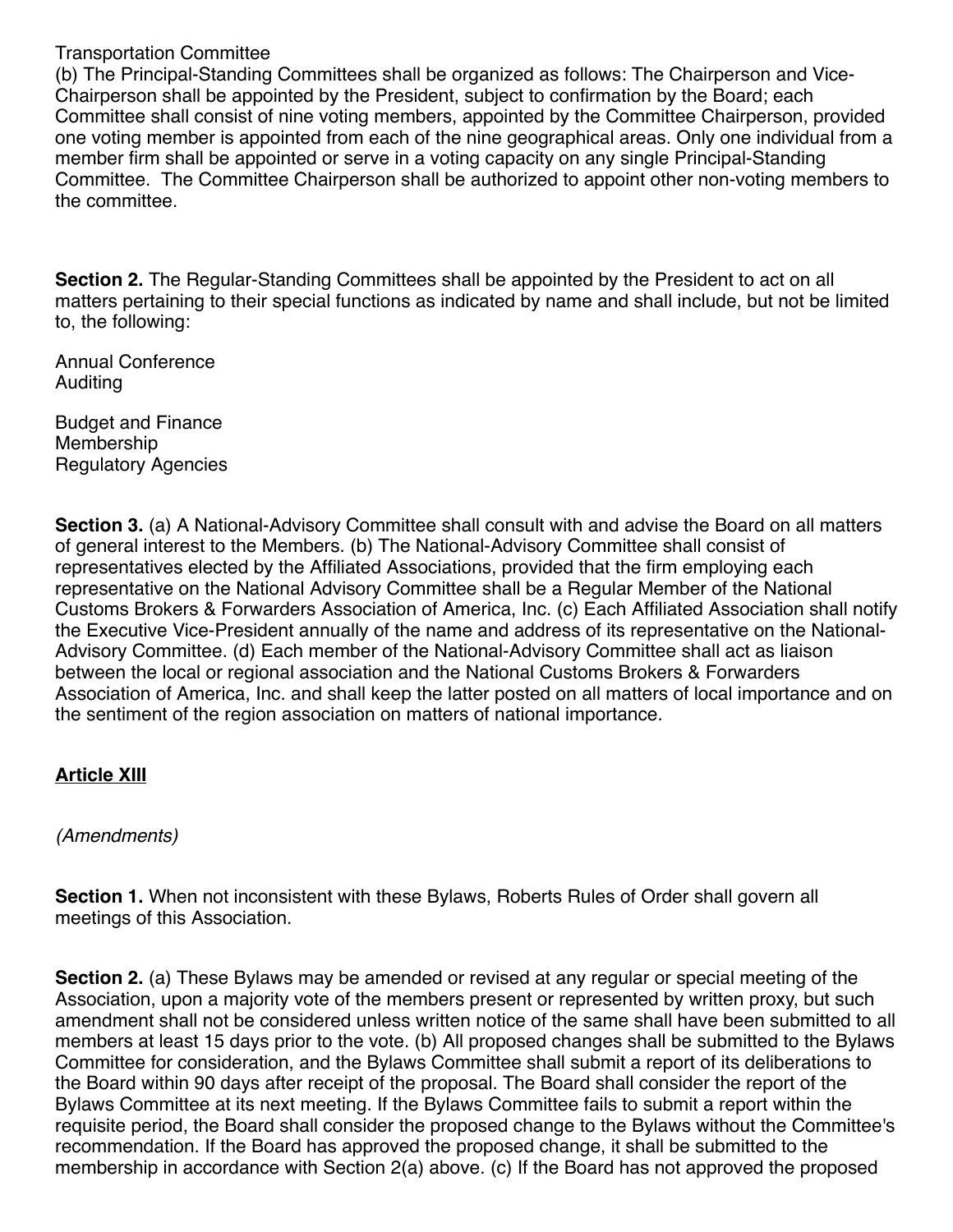Transportation Committee

(b) The Principal-Standing Committees shall be organized as follows: The Chairperson and Vice-Chairperson shall be appointed by the President, subject to confirmation by the Board; each Committee shall consist of nine voting members, appointed by the Committee Chairperson, provided one voting member is appointed from each of the nine geographical areas. Only one individual from a member firm shall be appointed or serve in a voting capacity on any single Principal-Standing Committee. The Committee Chairperson shall be authorized to appoint other non-voting members to the committee.

**Section 2.** The Regular-Standing Committees shall be appointed by the President to act on all matters pertaining to their special functions as indicated by name and shall include, but not be limited to, the following:

Annual Conference
Auditing

Budget and Finance
Membership
Regulatory Agencies

**Section 3.** (a) A National-Advisory Committee shall consult with and advise the Board on all matters of general interest to the Members. (b) The National-Advisory Committee shall consist of representatives elected by the Affiliated Associations, provided that the firm employing each representative on the National Advisory Committee shall be a Regular Member of the National Customs Brokers & Forwarders Association of America, Inc. (c) Each Affiliated Association shall notify the Executive Vice-President annually of the name and address of its representative on the National-Advisory Committee. (d) Each member of the National-Advisory Committee shall act as liaison between the local or regional association and the National Customs Brokers & Forwarders Association of America, Inc. and shall keep the latter posted on all matters of local importance and on the sentiment of the region association on matters of national importance.

## <u>Article XIII</u>

*(Amendments)*

**Section 1.** When not inconsistent with these Bylaws, Roberts Rules of Order shall govern all meetings of this Association.

**Section 2.** (a) These Bylaws may be amended or revised at any regular or special meeting of the Association, upon a majority vote of the members present or represented by written proxy, but such amendment shall not be considered unless written notice of the same shall have been submitted to all members at least 15 days prior to the vote. (b) All proposed changes shall be submitted to the Bylaws Committee for consideration, and the Bylaws Committee shall submit a report of its deliberations to the Board within 90 days after receipt of the proposal. The Board shall consider the report of the Bylaws Committee at its next meeting. If the Bylaws Committee fails to submit a report within the requisite period, the Board shall consider the proposed change to the Bylaws without the Committee's recommendation. If the Board has approved the proposed change, it shall be submitted to the membership in accordance with Section 2(a) above. (c) If the Board has not approved the proposed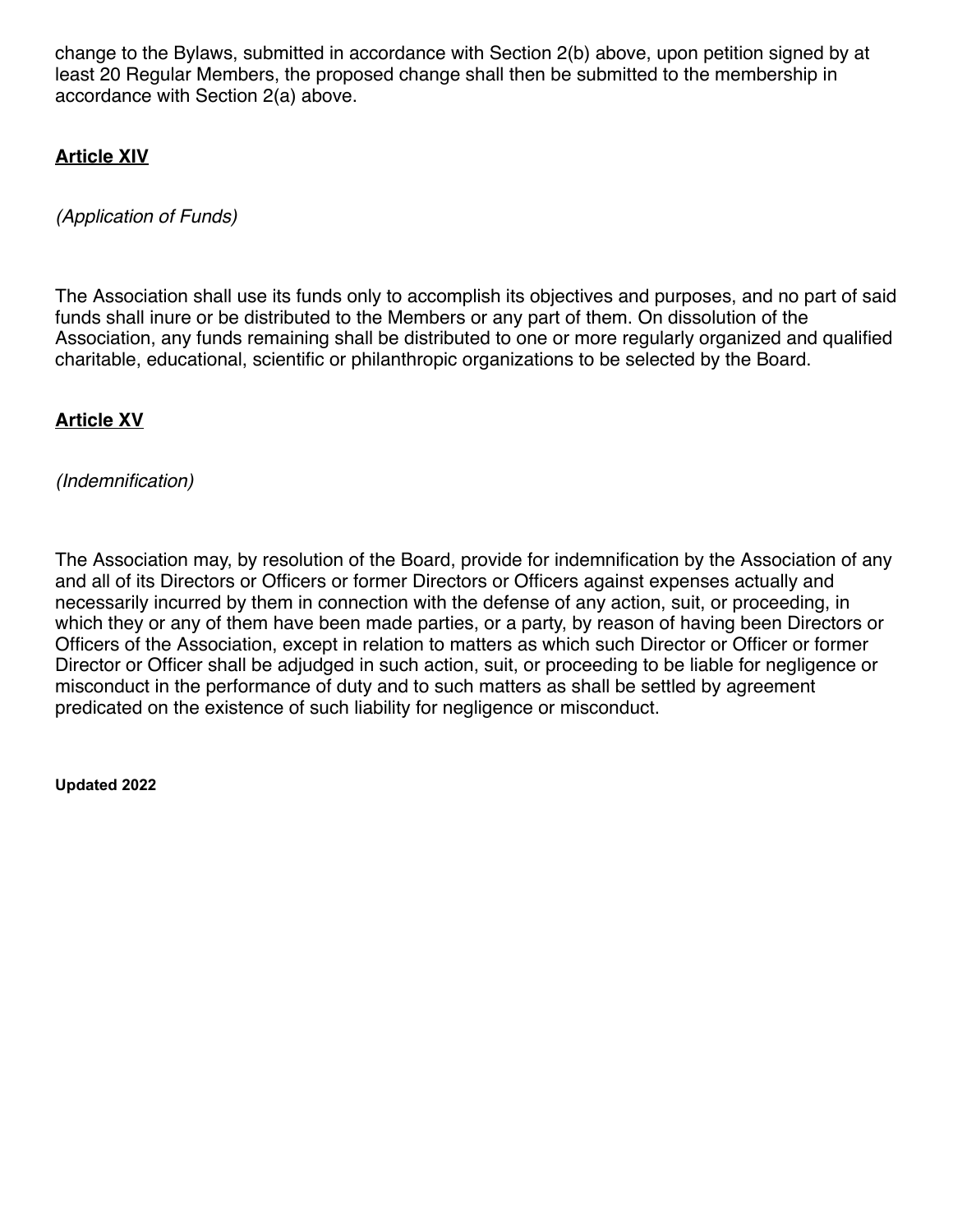change to the Bylaws, submitted in accordance with Section 2(b) above, upon petition signed by at least 20 Regular Members, the proposed change shall then be submitted to the membership in accordance with Section 2(a) above.

## Article XIV

*(Application of Funds)*

The Association shall use its funds only to accomplish its objectives and purposes, and no part of said funds shall inure or be distributed to the Members or any part of them. On dissolution of the Association, any funds remaining shall be distributed to one or more regularly organized and qualified charitable, educational, scientific or philanthropic organizations to be selected by the Board.

## Article XV

*(Indemnification)*

The Association may, by resolution of the Board, provide for indemnification by the Association of any and all of its Directors or Officers or former Directors or Officers against expenses actually and necessarily incurred by them in connection with the defense of any action, suit, or proceeding, in which they or any of them have been made parties, or a party, by reason of having been Directors or Officers of the Association, except in relation to matters as which such Director or Officer or former Director or Officer shall be adjudged in such action, suit, or proceeding to be liable for negligence or misconduct in the performance of duty and to such matters as shall be settled by agreement predicated on the existence of such liability for negligence or misconduct.

**Updated 2022**